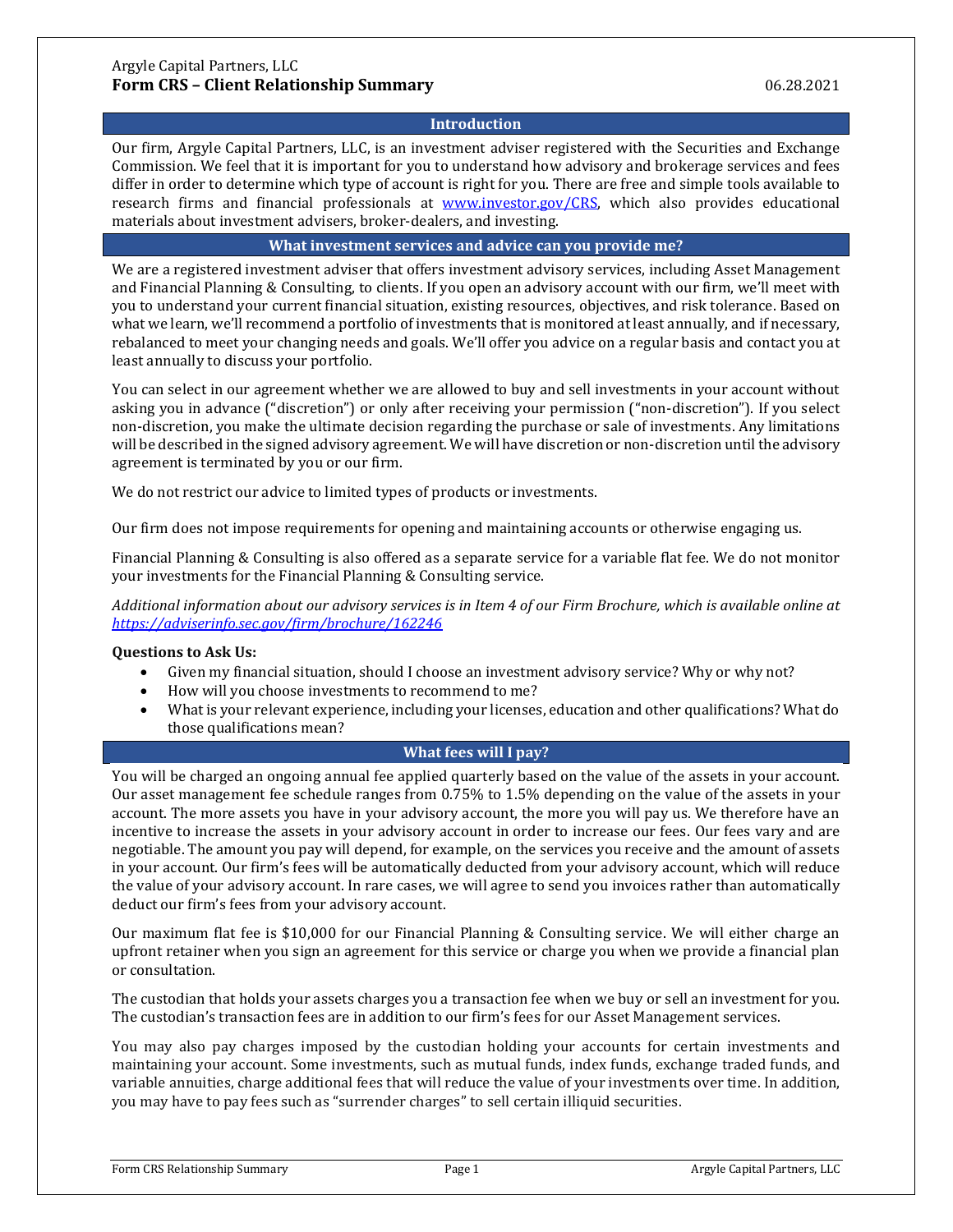Argyle Capital Partners, LLC

# Form CRS – Client Relationship Summary

06.28.2021

## Introduction

Our firm, Argyle Capital Partners, LLC, is an investment adviser registered with the Securities and Exchange Commission. We feel that it is important for you to understand how advisory and brokerage services and fees differ in order to determine which type of account is right for you. There are free and simple tools available to research firms and financial professionals at [www.investor.gov/CRS](www.investor.gov/CRS), which also provides educational materials about investment advisers, broker-dealers, and investing.

## What investment services and advice can you provide me?

We are a registered investment adviser that offers investment advisory services, including Asset Management and Financial Planning & Consulting, to clients. If you open an advisory account with our firm, we'll meet with you to understand your current financial situation, existing resources, objectives, and risk tolerance. Based on what we learn, we'll recommend a portfolio of investments that is monitored at least annually, and if necessary, rebalanced to meet your changing needs and goals. We'll offer you advice on a regular basis and contact you at least annually to discuss your portfolio.

You can select in our agreement whether we are allowed to buy and sell investments in your account without asking you in advance ("discretion") or only after receiving your permission ("non-discretion"). If you select non-discretion, you make the ultimate decision regarding the purchase or sale of investments. Any limitations will be described in the signed advisory agreement. We will have discretion or non-discretion until the advisory agreement is terminated by you or our firm.

We do not restrict our advice to limited types of products or investments.

Our firm does not impose requirements for opening and maintaining accounts or otherwise engaging us.

Financial Planning & Consulting is also offered as a separate service for a variable flat fee. We do not monitor your investments for the Financial Planning & Consulting service.

*Additional information about our advisory services is in Item 4 of our Firm Brochure, which is available online at [https://adviserinfo.sec.gov/firm/brochure/162246](https://adviserinfo.sec.gov/firm/brochure/162246)*

**Questions to Ask Us:**

- Given my financial situation, should I choose an investment advisory service? Why or why not?
- How will you choose investments to recommend to me?
- What is your relevant experience, including your licenses, education and other qualifications? What do those qualifications mean?

## What fees will I pay?

You will be charged an ongoing annual fee applied quarterly based on the value of the assets in your account. Our asset management fee schedule ranges from 0.75% to 1.5% depending on the value of the assets in your account. The more assets you have in your advisory account, the more you will pay us. We therefore have an incentive to increase the assets in your advisory account in order to increase our fees. Our fees vary and are negotiable. The amount you pay will depend, for example, on the services you receive and the amount of assets in your account. Our firm's fees will be automatically deducted from your advisory account, which will reduce the value of your advisory account. In rare cases, we will agree to send you invoices rather than automatically deduct our firm's fees from your advisory account.

Our maximum flat fee is $10,000 for our Financial Planning & Consulting service. We will either charge an upfront retainer when you sign an agreement for this service or charge you when we provide a financial plan or consultation.

The custodian that holds your assets charges you a transaction fee when we buy or sell an investment for you. The custodian's transaction fees are in addition to our firm's fees for our Asset Management services.

You may also pay charges imposed by the custodian holding your accounts for certain investments and maintaining your account. Some investments, such as mutual funds, index funds, exchange traded funds, and variable annuities, charge additional fees that will reduce the value of your investments over time. In addition, you may have to pay fees such as "surrender charges" to sell certain illiquid securities.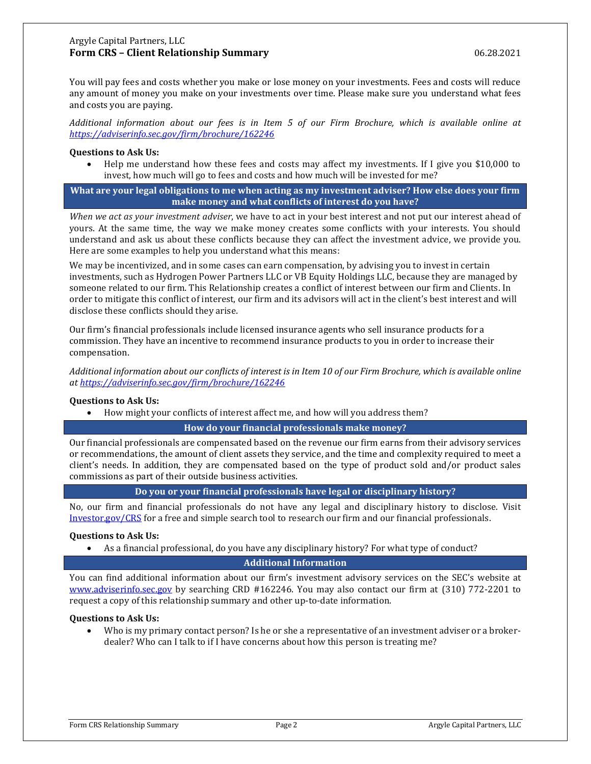Argyle Capital Partners, LLC
**Form CRS – Client Relationship Summary** 06.28.2021

You will pay fees and costs whether you make or lose money on your investments. Fees and costs will reduce any amount of money you make on your investments over time. Please make sure you understand what fees and costs you are paying.

*Additional information about our fees is in Item 5 of our Firm Brochure, which is available online at [https://adviserinfo.sec.gov/firm/brochure/162246](https://adviserinfo.sec.gov/firm/brochure/162246)*

**Questions to Ask Us:**

- Help me understand how these fees and costs may affect my investments. If I give you $10,000 to invest, how much will go to fees and costs and how much will be invested for me?

## What are your legal obligations to me when acting as my investment adviser? How else does your firm make money and what conflicts of interest do you have?

*When we act as your investment adviser*, we have to act in your best interest and not put our interest ahead of yours. At the same time, the way we make money creates some conflicts with your interests. You should understand and ask us about these conflicts because they can affect the investment advice, we provide you. Here are some examples to help you understand what this means:

We may be incentivized, and in some cases can earn compensation, by advising you to invest in certain investments, such as Hydrogen Power Partners LLC or VB Equity Holdings LLC, because they are managed by someone related to our firm. This Relationship creates a conflict of interest between our firm and Clients. In order to mitigate this conflict of interest, our firm and its advisors will act in the client's best interest and will disclose these conflicts should they arise.

Our firm's financial professionals include licensed insurance agents who sell insurance products for a commission. They have an incentive to recommend insurance products to you in order to increase their compensation.

*Additional information about our conflicts of interest is in Item 10 of our Firm Brochure, which is available online at [https://adviserinfo.sec.gov/firm/brochure/162246](https://adviserinfo.sec.gov/firm/brochure/162246)*

**Questions to Ask Us:**

- How might your conflicts of interest affect me, and how will you address them?

## How do your financial professionals make money?

Our financial professionals are compensated based on the revenue our firm earns from their advisory services or recommendations, the amount of client assets they service, and the time and complexity required to meet a client's needs. In addition, they are compensated based on the type of product sold and/or product sales commissions as part of their outside business activities.

## Do you or your financial professionals have legal or disciplinary history?

No, our firm and financial professionals do not have any legal and disciplinary history to disclose. Visit [Investor.gov/CRS](https://www.investor.gov/CRS) for a free and simple search tool to research our firm and our financial professionals.

**Questions to Ask Us:**

- As a financial professional, do you have any disciplinary history? For what type of conduct?

## Additional Information

You can find additional information about our firm's investment advisory services on the SEC's website at [www.adviserinfo.sec.gov](http://www.adviserinfo.sec.gov) by searching CRD #162246. You may also contact our firm at (310) 772-2201 to request a copy of this relationship summary and other up-to-date information.

**Questions to Ask Us:**

- Who is my primary contact person? Is he or she a representative of an investment adviser or a broker-dealer? Who can I talk to if I have concerns about how this person is treating me?